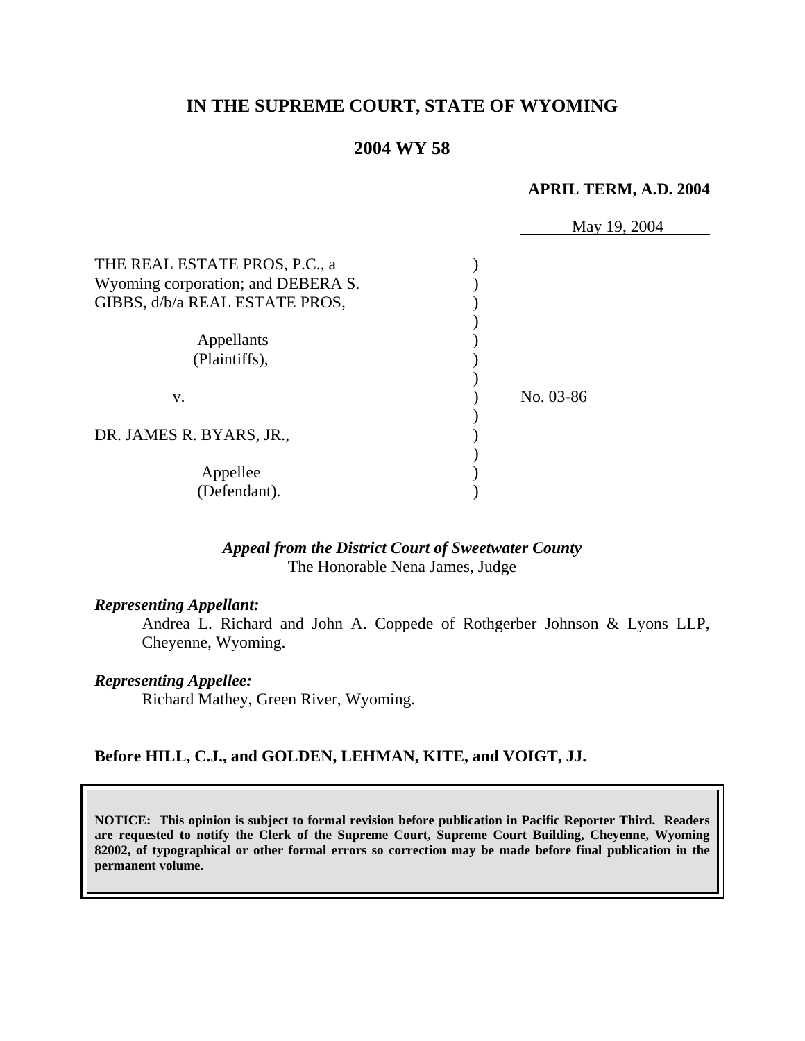# IN THE SUPREME COURT, STATE OF WYOMING

## 2004 WY 58

**APRIL TERM, A.D. 2004**

May 19, 2004

THE REAL ESTATE PROS, P.C., a Wyoming corporation; and DEBERA S. GIBBS, d/b/a REAL ESTATE PROS,

Appellants (Plaintiffs),

v.

DR. JAMES R. BYARS, JR.,

Appellee (Defendant).

No. 03-86

***Appeal from the District Court of Sweetwater County***
The Honorable Nena James, Judge

***Representing Appellant:***

Andrea L. Richard and John A. Coppede of Rothgerber Johnson & Lyons LLP, Cheyenne, Wyoming.

***Representing Appellee:***

Richard Mathey, Green River, Wyoming.

**Before HILL, C.J., and GOLDEN, LEHMAN, KITE, and VOIGT, JJ.**

**NOTICE: This opinion is subject to formal revision before publication in Pacific Reporter Third. Readers are requested to notify the Clerk of the Supreme Court, Supreme Court Building, Cheyenne, Wyoming 82002, of typographical or other formal errors so correction may be made before final publication in the permanent volume.**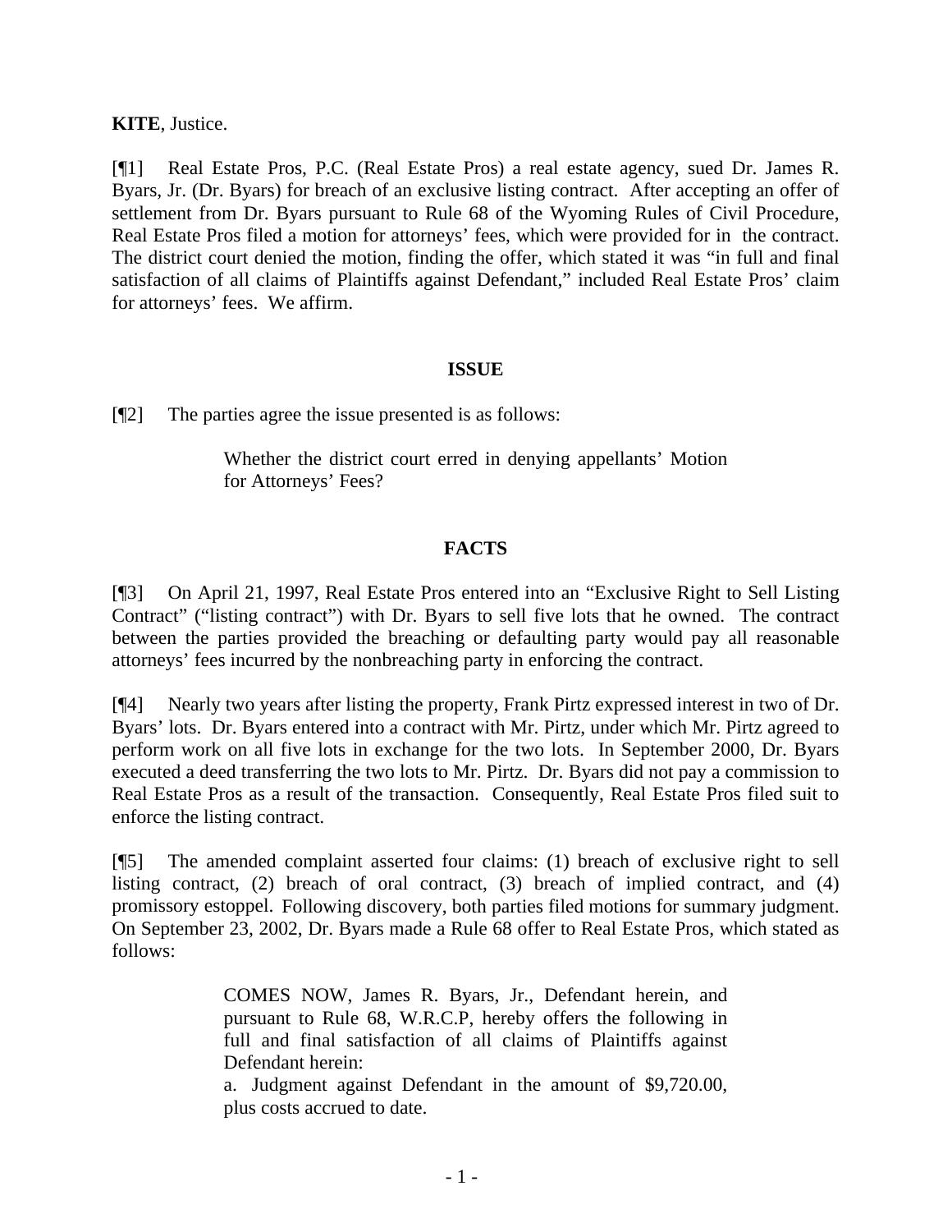**KITE**, Justice.

[¶1] Real Estate Pros, P.C. (Real Estate Pros) a real estate agency, sued Dr. James R. Byars, Jr. (Dr. Byars) for breach of an exclusive listing contract. After accepting an offer of settlement from Dr. Byars pursuant to Rule 68 of the Wyoming Rules of Civil Procedure, Real Estate Pros filed a motion for attorneys' fees, which were provided for in the contract. The district court denied the motion, finding the offer, which stated it was "in full and final satisfaction of all claims of Plaintiffs against Defendant," included Real Estate Pros' claim for attorneys' fees. We affirm.

## ISSUE

[¶2] The parties agree the issue presented is as follows:

> Whether the district court erred in denying appellants' Motion for Attorneys' Fees?

## FACTS

[¶3] On April 21, 1997, Real Estate Pros entered into an "Exclusive Right to Sell Listing Contract" ("listing contract") with Dr. Byars to sell five lots that he owned. The contract between the parties provided the breaching or defaulting party would pay all reasonable attorneys' fees incurred by the nonbreaching party in enforcing the contract.

[¶4] Nearly two years after listing the property, Frank Pirtz expressed interest in two of Dr. Byars' lots. Dr. Byars entered into a contract with Mr. Pirtz, under which Mr. Pirtz agreed to perform work on all five lots in exchange for the two lots. In September 2000, Dr. Byars executed a deed transferring the two lots to Mr. Pirtz. Dr. Byars did not pay a commission to Real Estate Pros as a result of the transaction. Consequently, Real Estate Pros filed suit to enforce the listing contract.

[¶5] The amended complaint asserted four claims: (1) breach of exclusive right to sell listing contract, (2) breach of oral contract, (3) breach of implied contract, and (4) promissory estoppel. Following discovery, both parties filed motions for summary judgment. On September 23, 2002, Dr. Byars made a Rule 68 offer to Real Estate Pros, which stated as follows:

> COMES NOW, James R. Byars, Jr., Defendant herein, and pursuant to Rule 68, W.R.C.P, hereby offers the following in full and final satisfaction of all claims of Plaintiffs against Defendant herein:
>
> a. Judgment against Defendant in the amount of $9,720.00, plus costs accrued to date.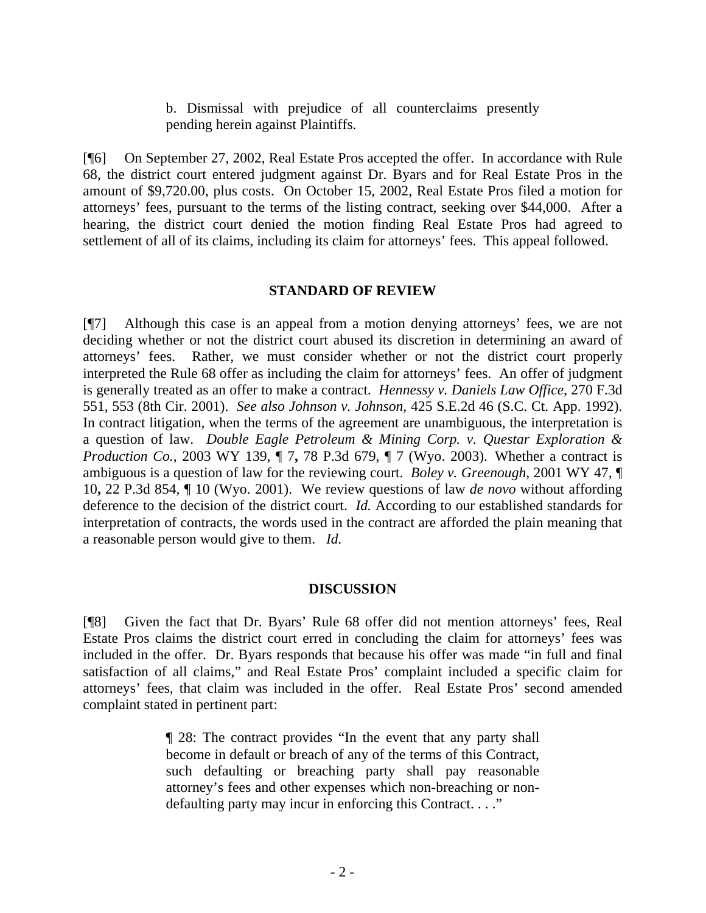> b. Dismissal with prejudice of all counterclaims presently pending herein against Plaintiffs.

[¶6] On September 27, 2002, Real Estate Pros accepted the offer. In accordance with Rule 68, the district court entered judgment against Dr. Byars and for Real Estate Pros in the amount of $9,720.00, plus costs. On October 15, 2002, Real Estate Pros filed a motion for attorneys' fees, pursuant to the terms of the listing contract, seeking over $44,000. After a hearing, the district court denied the motion finding Real Estate Pros had agreed to settlement of all of its claims, including its claim for attorneys' fees. This appeal followed.

## STANDARD OF REVIEW

[¶7] Although this case is an appeal from a motion denying attorneys' fees, we are not deciding whether or not the district court abused its discretion in determining an award of attorneys' fees. Rather, we must consider whether or not the district court properly interpreted the Rule 68 offer as including the claim for attorneys' fees. An offer of judgment is generally treated as an offer to make a contract. *Hennessy v. Daniels Law Office*, 270 F.3d 551, 553 (8th Cir. 2001). *See also Johnson v. Johnson,* 425 S.E.2d 46 (S.C. Ct. App. 1992). In contract litigation, when the terms of the agreement are unambiguous, the interpretation is a question of law. *Double Eagle Petroleum & Mining Corp. v. Questar Exploration & Production Co.*, 2003 WY 139, ¶ 7**,** 78 P.3d 679, ¶ 7 (Wyo. 2003). Whether a contract is ambiguous is a question of law for the reviewing court. *Boley v. Greenough*, 2001 WY 47, ¶ 10**,** 22 P.3d 854, ¶ 10 (Wyo. 2001). We review questions of law *de novo* without affording deference to the decision of the district court. *Id.* According to our established standards for interpretation of contracts, the words used in the contract are afforded the plain meaning that a reasonable person would give to them. *Id.*

## DISCUSSION

[¶8] Given the fact that Dr. Byars' Rule 68 offer did not mention attorneys' fees, Real Estate Pros claims the district court erred in concluding the claim for attorneys' fees was included in the offer. Dr. Byars responds that because his offer was made "in full and final satisfaction of all claims," and Real Estate Pros' complaint included a specific claim for attorneys' fees, that claim was included in the offer. Real Estate Pros' second amended complaint stated in pertinent part:

> ¶ 28: The contract provides "In the event that any party shall become in default or breach of any of the terms of this Contract, such defaulting or breaching party shall pay reasonable attorney's fees and other expenses which non-breaching or non-defaulting party may incur in enforcing this Contract. . . ."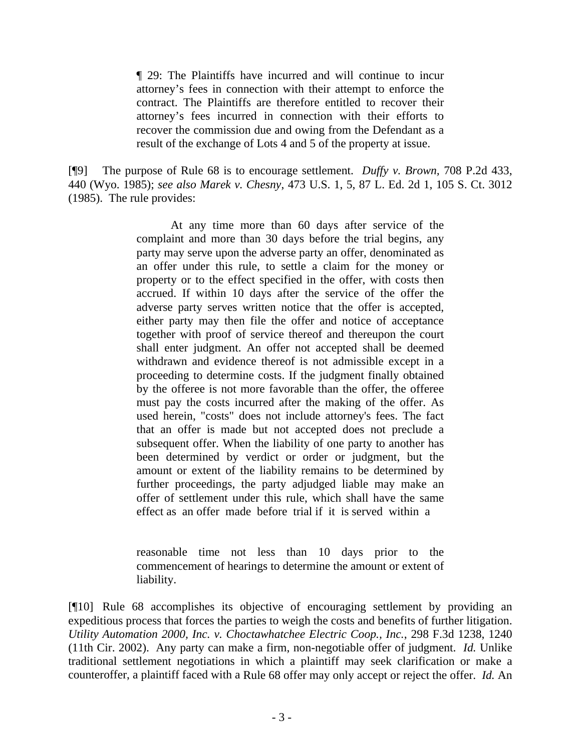> ¶ 29: The Plaintiffs have incurred and will continue to incur attorney's fees in connection with their attempt to enforce the contract. The Plaintiffs are therefore entitled to recover their attorney's fees incurred in connection with their efforts to recover the commission due and owing from the Defendant as a result of the exchange of Lots 4 and 5 of the property at issue.

[¶9] The purpose of Rule 68 is to encourage settlement. *Duffy v. Brown,* 708 P.2d 433, 440 (Wyo. 1985); *see also Marek v. Chesny*, 473 U.S. 1, 5, 87 L. Ed. 2d 1, 105 S. Ct. 3012 (1985). The rule provides:

> At any time more than 60 days after service of the complaint and more than 30 days before the trial begins, any party may serve upon the adverse party an offer, denominated as an offer under this rule, to settle a claim for the money or property or to the effect specified in the offer, with costs then accrued. If within 10 days after the service of the offer the adverse party serves written notice that the offer is accepted, either party may then file the offer and notice of acceptance together with proof of service thereof and thereupon the court shall enter judgment. An offer not accepted shall be deemed withdrawn and evidence thereof is not admissible except in a proceeding to determine costs. If the judgment finally obtained by the offeree is not more favorable than the offer, the offeree must pay the costs incurred after the making of the offer. As used herein, "costs" does not include attorney's fees. The fact that an offer is made but not accepted does not preclude a subsequent offer. When the liability of one party to another has been determined by verdict or order or judgment, but the amount or extent of the liability remains to be determined by further proceedings, the party adjudged liable may make an offer of settlement under this rule, which shall have the same effect as an offer made before trial if it is served within a reasonable time not less than 10 days prior to the commencement of hearings to determine the amount or extent of liability.

[¶10] Rule 68 accomplishes its objective of encouraging settlement by providing an expeditious process that forces the parties to weigh the costs and benefits of further litigation. *Utility Automation 2000, Inc. v. Choctawhatchee Electric Coop., Inc.*, 298 F.3d 1238, 1240 (11th Cir. 2002). Any party can make a firm, non-negotiable offer of judgment. *Id.* Unlike traditional settlement negotiations in which a plaintiff may seek clarification or make a counteroffer, a plaintiff faced with a Rule 68 offer may only accept or reject the offer. *Id.* An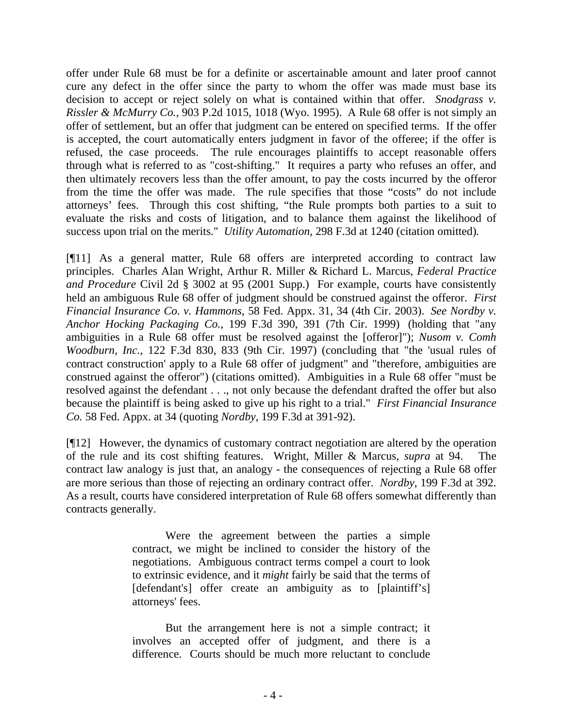offer under Rule 68 must be for a definite or ascertainable amount and later proof cannot cure any defect in the offer since the party to whom the offer was made must base its decision to accept or reject solely on what is contained within that offer. *Snodgrass v. Rissler & McMurry Co.,* 903 P.2d 1015, 1018 (Wyo. 1995). A Rule 68 offer is not simply an offer of settlement, but an offer that judgment can be entered on specified terms. If the offer is accepted, the court automatically enters judgment in favor of the offeree; if the offer is refused, the case proceeds. The rule encourages plaintiffs to accept reasonable offers through what is referred to as "cost-shifting." It requires a party who refuses an offer, and then ultimately recovers less than the offer amount, to pay the costs incurred by the offeror from the time the offer was made. The rule specifies that those "costs" do not include attorneys' fees. Through this cost shifting, "the Rule prompts both parties to a suit to evaluate the risks and costs of litigation, and to balance them against the likelihood of success upon trial on the merits." *Utility Automation*, 298 F.3d at 1240 (citation omitted).

[¶11] As a general matter, Rule 68 offers are interpreted according to contract law principles. Charles Alan Wright, Arthur R. Miller & Richard L. Marcus, *Federal Practice and Procedure* Civil 2d § 3002 at 95 (2001 Supp.) For example, courts have consistently held an ambiguous Rule 68 offer of judgment should be construed against the offeror. *First Financial Insurance Co. v. Hammons*, 58 Fed. Appx. 31, 34 (4th Cir. 2003). *See Nordby v. Anchor Hocking Packaging Co.*, 199 F.3d 390, 391 (7th Cir. 1999) (holding that "any ambiguities in a Rule 68 offer must be resolved against the [offeror]"); *Nusom v. Comh Woodburn, Inc.*, 122 F.3d 830, 833 (9th Cir. 1997) (concluding that "the 'usual rules of contract construction' apply to a Rule 68 offer of judgment" and "therefore, ambiguities are construed against the offeror") (citations omitted). Ambiguities in a Rule 68 offer "must be resolved against the defendant . . ., not only because the defendant drafted the offer but also because the plaintiff is being asked to give up his right to a trial." *First Financial Insurance Co.* 58 Fed. Appx. at 34 (quoting *Nordby*, 199 F.3d at 391-92).

[¶12] However, the dynamics of customary contract negotiation are altered by the operation of the rule and its cost shifting features. Wright, Miller & Marcus, *supra* at 94. The contract law analogy is just that, an analogy - the consequences of rejecting a Rule 68 offer are more serious than those of rejecting an ordinary contract offer. *Nordby*, 199 F.3d at 392. As a result, courts have considered interpretation of Rule 68 offers somewhat differently than contracts generally.

> Were the agreement between the parties a simple contract, we might be inclined to consider the history of the negotiations. Ambiguous contract terms compel a court to look to extrinsic evidence, and it *might* fairly be said that the terms of [defendant's] offer create an ambiguity as to [plaintiff's] attorneys' fees.
>
> But the arrangement here is not a simple contract; it involves an accepted offer of judgment, and there is a difference. Courts should be much more reluctant to conclude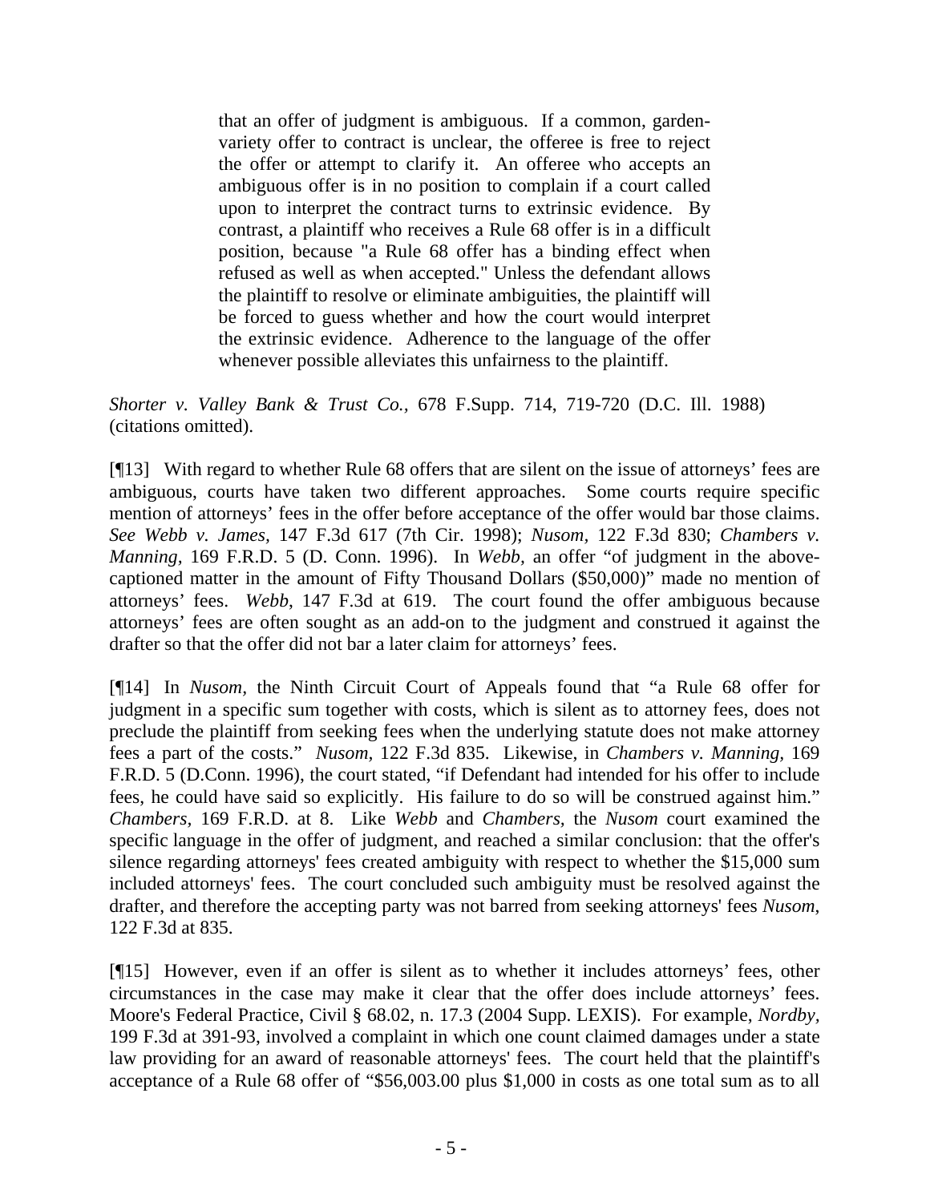> that an offer of judgment is ambiguous. If a common, garden-variety offer to contract is unclear, the offeree is free to reject the offer or attempt to clarify it. An offeree who accepts an ambiguous offer is in no position to complain if a court called upon to interpret the contract turns to extrinsic evidence. By contrast, a plaintiff who receives a Rule 68 offer is in a difficult position, because "a Rule 68 offer has a binding effect when refused as well as when accepted." Unless the defendant allows the plaintiff to resolve or eliminate ambiguities, the plaintiff will be forced to guess whether and how the court would interpret the extrinsic evidence. Adherence to the language of the offer whenever possible alleviates this unfairness to the plaintiff.

*Shorter v. Valley Bank & Trust Co.,* 678 F.Supp. 714, 719-720 (D.C. Ill. 1988) (citations omitted).

[¶13] With regard to whether Rule 68 offers that are silent on the issue of attorneys' fees are ambiguous, courts have taken two different approaches. Some courts require specific mention of attorneys' fees in the offer before acceptance of the offer would bar those claims. *See Webb v. James*, 147 F.3d 617 (7th Cir. 1998); *Nusom*, 122 F.3d 830; *Chambers v. Manning*, 169 F.R.D. 5 (D. Conn. 1996). In *Webb*, an offer "of judgment in the above-captioned matter in the amount of Fifty Thousand Dollars ($50,000)" made no mention of attorneys' fees. *Webb*, 147 F.3d at 619. The court found the offer ambiguous because attorneys' fees are often sought as an add-on to the judgment and construed it against the drafter so that the offer did not bar a later claim for attorneys' fees.

[¶14] In *Nusom*, the Ninth Circuit Court of Appeals found that "a Rule 68 offer for judgment in a specific sum together with costs, which is silent as to attorney fees, does not preclude the plaintiff from seeking fees when the underlying statute does not make attorney fees a part of the costs." *Nusom*, 122 F.3d 835. Likewise, in *Chambers v. Manning*, 169 F.R.D. 5 (D.Conn. 1996), the court stated, "if Defendant had intended for his offer to include fees, he could have said so explicitly. His failure to do so will be construed against him." *Chambers*, 169 F.R.D. at 8. Like *Webb* and *Chambers*, the *Nusom* court examined the specific language in the offer of judgment, and reached a similar conclusion: that the offer's silence regarding attorneys' fees created ambiguity with respect to whether the $15,000 sum included attorneys' fees. The court concluded such ambiguity must be resolved against the drafter, and therefore the accepting party was not barred from seeking attorneys' fees *Nusom*, 122 F.3d at 835.

[¶15] However, even if an offer is silent as to whether it includes attorneys' fees, other circumstances in the case may make it clear that the offer does include attorneys' fees. Moore's Federal Practice, Civil § 68.02, n. 17.3 (2004 Supp. LEXIS). For example, *Nordby*, 199 F.3d at 391-93, involved a complaint in which one count claimed damages under a state law providing for an award of reasonable attorneys' fees. The court held that the plaintiff's acceptance of a Rule 68 offer of "$56,003.00 plus $1,000 in costs as one total sum as to all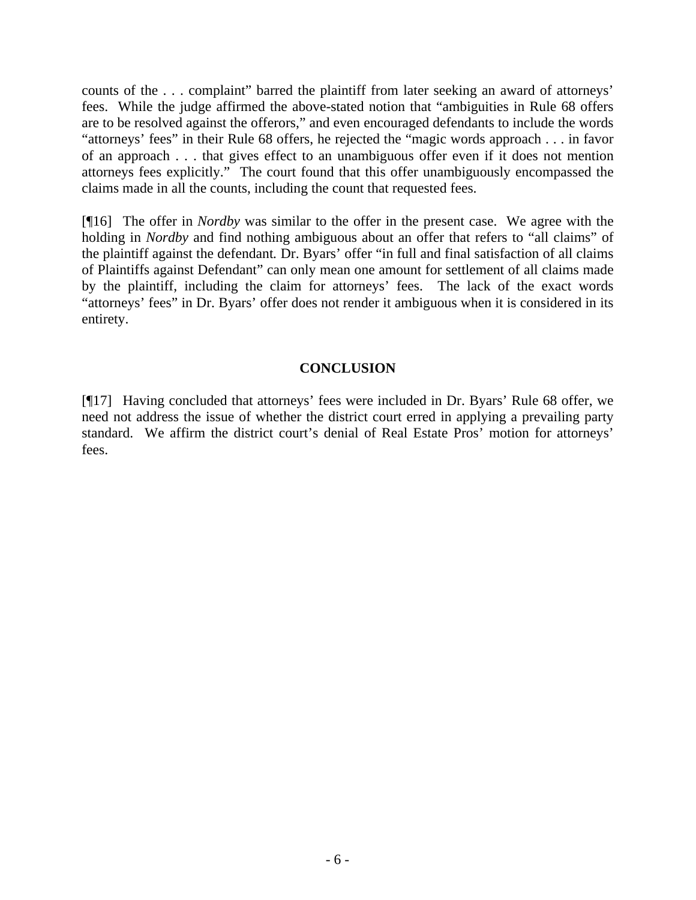counts of the . . . complaint" barred the plaintiff from later seeking an award of attorneys' fees. While the judge affirmed the above-stated notion that "ambiguities in Rule 68 offers are to be resolved against the offerors," and even encouraged defendants to include the words "attorneys' fees" in their Rule 68 offers, he rejected the "magic words approach . . . in favor of an approach . . . that gives effect to an unambiguous offer even if it does not mention attorneys fees explicitly." The court found that this offer unambiguously encompassed the claims made in all the counts, including the count that requested fees.

[¶16] The offer in *Nordby* was similar to the offer in the present case. We agree with the holding in *Nordby* and find nothing ambiguous about an offer that refers to "all claims" of the plaintiff against the defendant. Dr. Byars' offer "in full and final satisfaction of all claims of Plaintiffs against Defendant" can only mean one amount for settlement of all claims made by the plaintiff, including the claim for attorneys' fees. The lack of the exact words "attorneys' fees" in Dr. Byars' offer does not render it ambiguous when it is considered in its entirety.

## CONCLUSION

[¶17] Having concluded that attorneys' fees were included in Dr. Byars' Rule 68 offer, we need not address the issue of whether the district court erred in applying a prevailing party standard. We affirm the district court's denial of Real Estate Pros' motion for attorneys' fees.